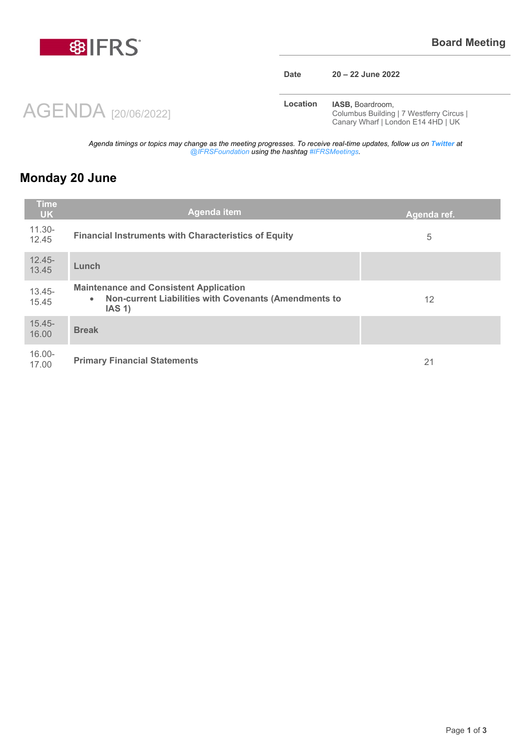IFRS

**Board Meeting**

| | |
|---|---|
| **Date** | **20 – 22 June 2022** |
| **Location** | **IASB,** Boardroom, Columbus Building \| 7 Westferry Circus \| Canary Wharf \| London E14 4HD \| UK |

# AGENDA [20/06/2022]

*Agenda timings or topics may change as the meeting progresses. To receive real-time updates, follow us on* ***Twitter*** *at @IFRSFoundation using the hashtag #IFRSMeetings.*

## Monday 20 June

| Time UK | Agenda item | Agenda ref. |
|---|---|---|
| 11.30-12.45 | **Financial Instruments with Characteristics of Equity** | 5 |
| 12.45-13.45 | **Lunch** | |
| 13.45-15.45 | **Maintenance and Consistent Application**<br>• **Non-current Liabilities with Covenants (Amendments to IAS 1)** | 12 |
| 15.45-16.00 | **Break** | |
| 16.00-17.00 | **Primary Financial Statements** | 21 |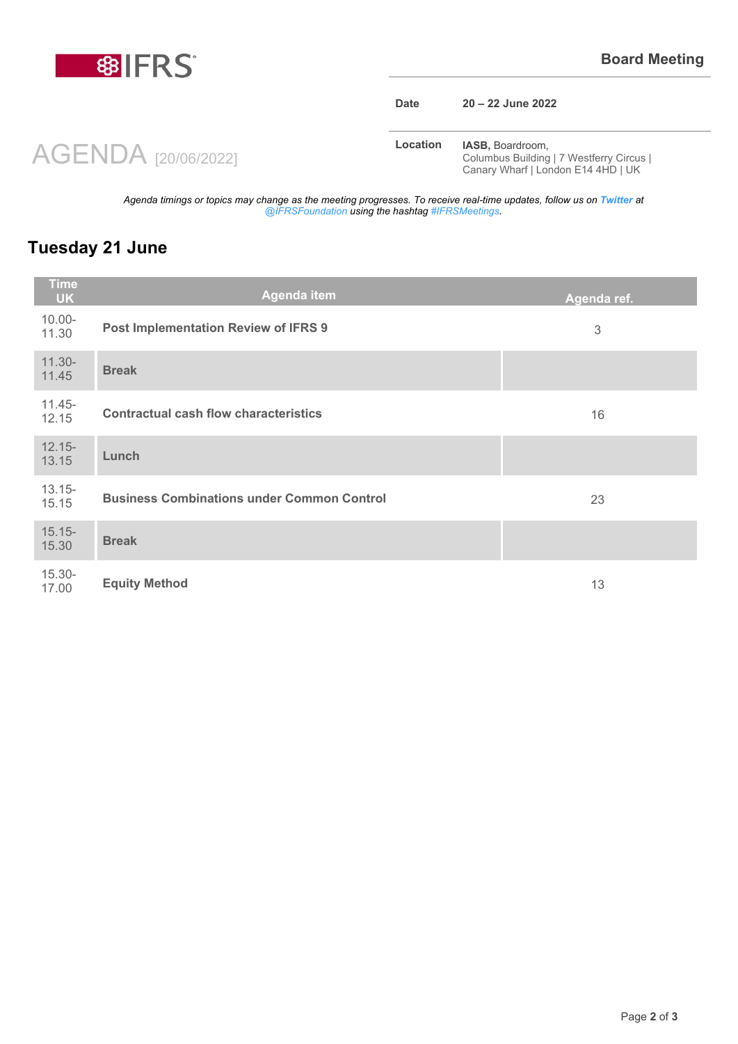IFRS

**Board Meeting**

| Date | 20 – 22 June 2022 |
|---|---|
| Location | **IASB,** Boardroom, Columbus Building \| 7 Westferry Circus \| Canary Wharf \| London E14 4HD \| UK |

# AGENDA [20/06/2022]

*Agenda timings or topics may change as the meeting progresses. To receive real-time updates, follow us on* ***Twitter*** *at @IFRSFoundation using the hashtag #IFRSMeetings.*

## Tuesday 21 June

| Time UK | Agenda item | Agenda ref. |
|---|---|---|
| 10.00-11.30 | **Post Implementation Review of IFRS 9** | 3 |
| 11.30-11.45 | **Break** | |
| 11.45-12.15 | **Contractual cash flow characteristics** | 16 |
| 12.15-13.15 | **Lunch** | |
| 13.15-15.15 | **Business Combinations under Common Control** | 23 |
| 15.15-15.30 | **Break** | |
| 15.30-17.00 | **Equity Method** | 13 |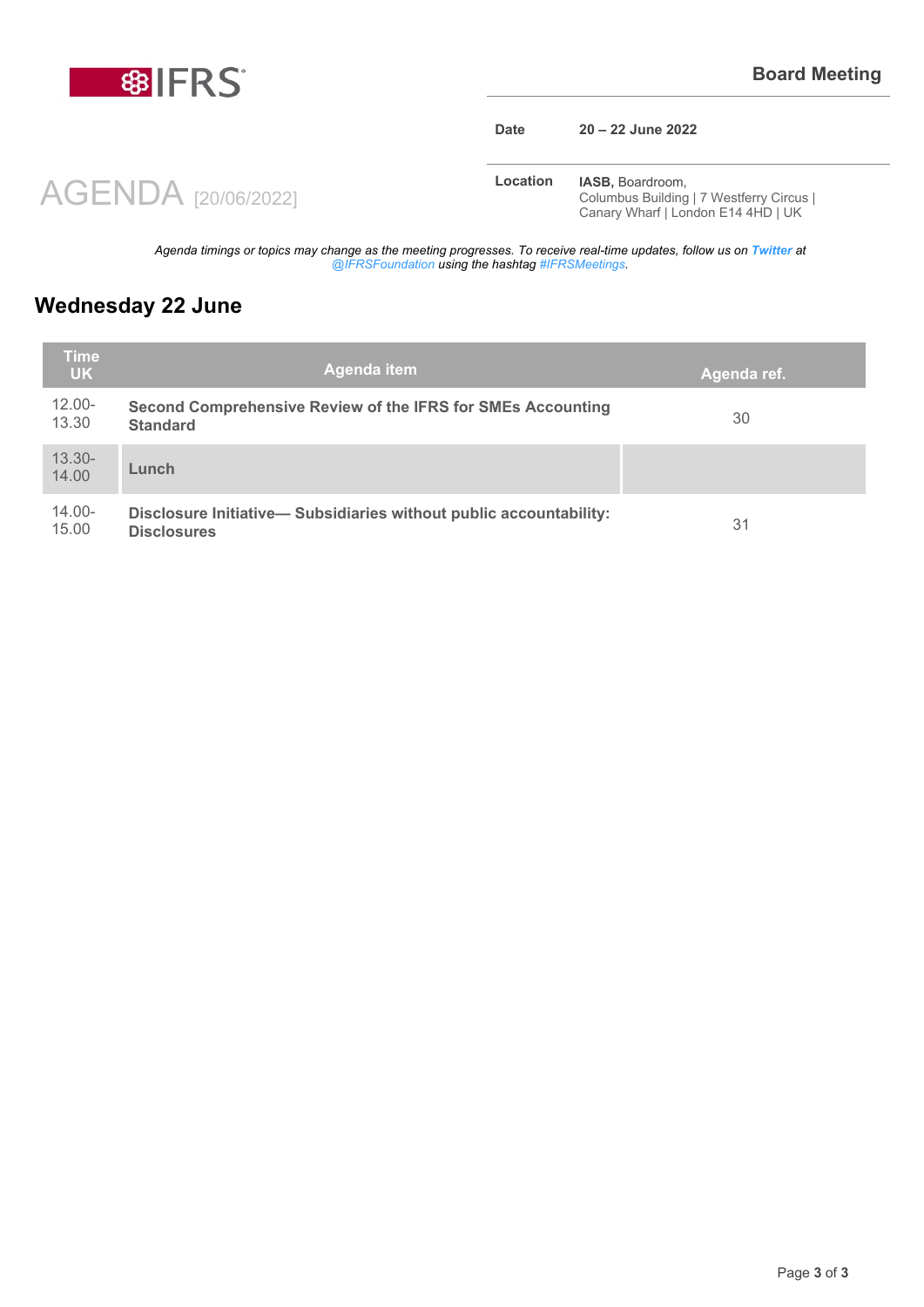**Board Meeting**

| | |
|---|---|
| **Date** | **20 – 22 June 2022** |
| **Location** | **IASB,** Boardroom, Columbus Building \| 7 Westferry Circus \| Canary Wharf \| London E14 4HD \| UK |

# AGENDA [20/06/2022]

*Agenda timings or topics may change as the meeting progresses. To receive real-time updates, follow us on **Twitter** at @IFRSFoundation using the hashtag #IFRSMeetings.*

## Wednesday 22 June

| Time UK | Agenda item | Agenda ref. |
|---|---|---|
| 12.00-13.30 | **Second Comprehensive Review of the IFRS for SMEs Accounting Standard** | 30 |
| 13.30-14.00 | **Lunch** | |
| 14.00-15.00 | **Disclosure Initiative— Subsidiaries without public accountability: Disclosures** | 31 |